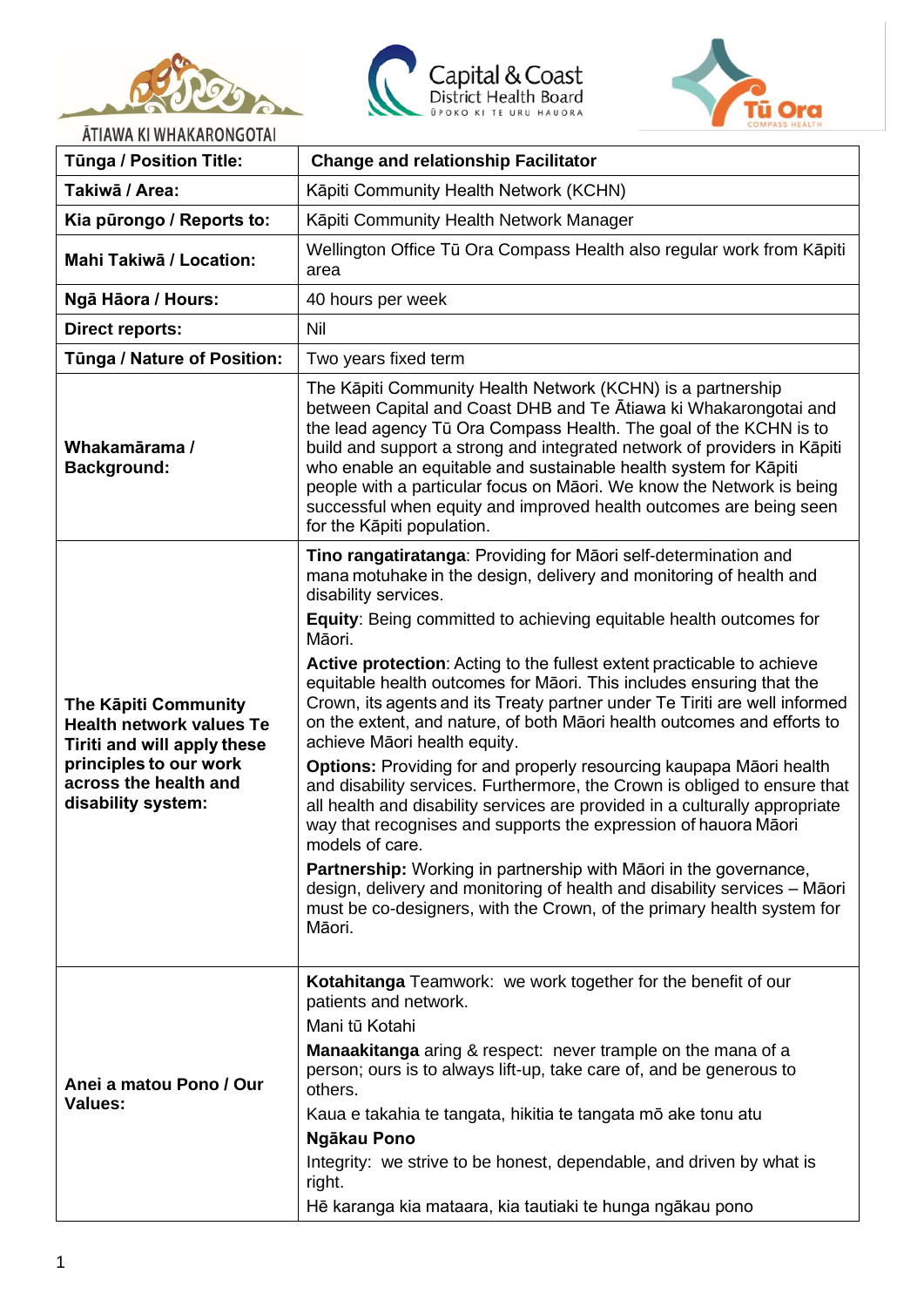ĀTIAWA KI WHAKARONGOTAI

Capital & Coast District Health Board ŪPOKO KI TE URU HAUORA

Tū Ora COMPASS HEALTH

| Tūnga / Position Title: | **Change and relationship Facilitator** |
|---|---|
| **Takiwā / Area:** | Kāpiti Community Health Network (KCHN) |
| **Kia pūrongo / Reports to:** | Kāpiti Community Health Network Manager |
| **Mahi Takiwā / Location:** | Wellington Office Tū Ora Compass Health also regular work from Kāpiti area |
| **Ngā Hāora / Hours:** | 40 hours per week |
| **Direct reports:** | Nil |
| **Tūnga / Nature of Position:** | Two years fixed term |
| **Whakamārama / Background:** | The Kāpiti Community Health Network (KCHN) is a partnership between Capital and Coast DHB and Te Ātiawa ki Whakarongotai and the lead agency Tū Ora Compass Health. The goal of the KCHN is to build and support a strong and integrated network of providers in Kāpiti who enable an equitable and sustainable health system for Kāpiti people with a particular focus on Māori. We know the Network is being successful when equity and improved health outcomes are being seen for the Kāpiti population. |
| **The Kāpiti Community Health network values Te Tiriti and will apply these principles to our work across the health and disability system:** | **Tino rangatiratanga**: Providing for Māori self-determination and mana motuhake in the design, delivery and monitoring of health and disability services.<br><br>**Equity**: Being committed to achieving equitable health outcomes for Māori.<br><br>**Active protection**: Acting to the fullest extent practicable to achieve equitable health outcomes for Māori. This includes ensuring that the Crown, its agents and its Treaty partner under Te Tiriti are well informed on the extent, and nature, of both Māori health outcomes and efforts to achieve Māori health equity.<br><br>**Options:** Providing for and properly resourcing kaupapa Māori health and disability services. Furthermore, the Crown is obliged to ensure that all health and disability services are provided in a culturally appropriate way that recognises and supports the expression of hauora Māori models of care.<br><br>**Partnership:** Working in partnership with Māori in the governance, design, delivery and monitoring of health and disability services – Māori must be co-designers, with the Crown, of the primary health system for Māori. |
| **Anei a matou Pono / Our Values:** | **Kotahitanga** Teamwork: we work together for the benefit of our patients and network.<br><br>Mani tū Kotahi<br><br>**Manaakitanga** aring & respect: never trample on the mana of a person; ours is to always lift-up, take care of, and be generous to others.<br><br>Kaua e takahia te tangata, hikitia te tangata mō ake tonu atu<br><br>**Ngākau Pono**<br><br>Integrity: we strive to be honest, dependable, and driven by what is right.<br><br>Hē karanga kia mataara, kia tautiaki te hunga ngākau pono |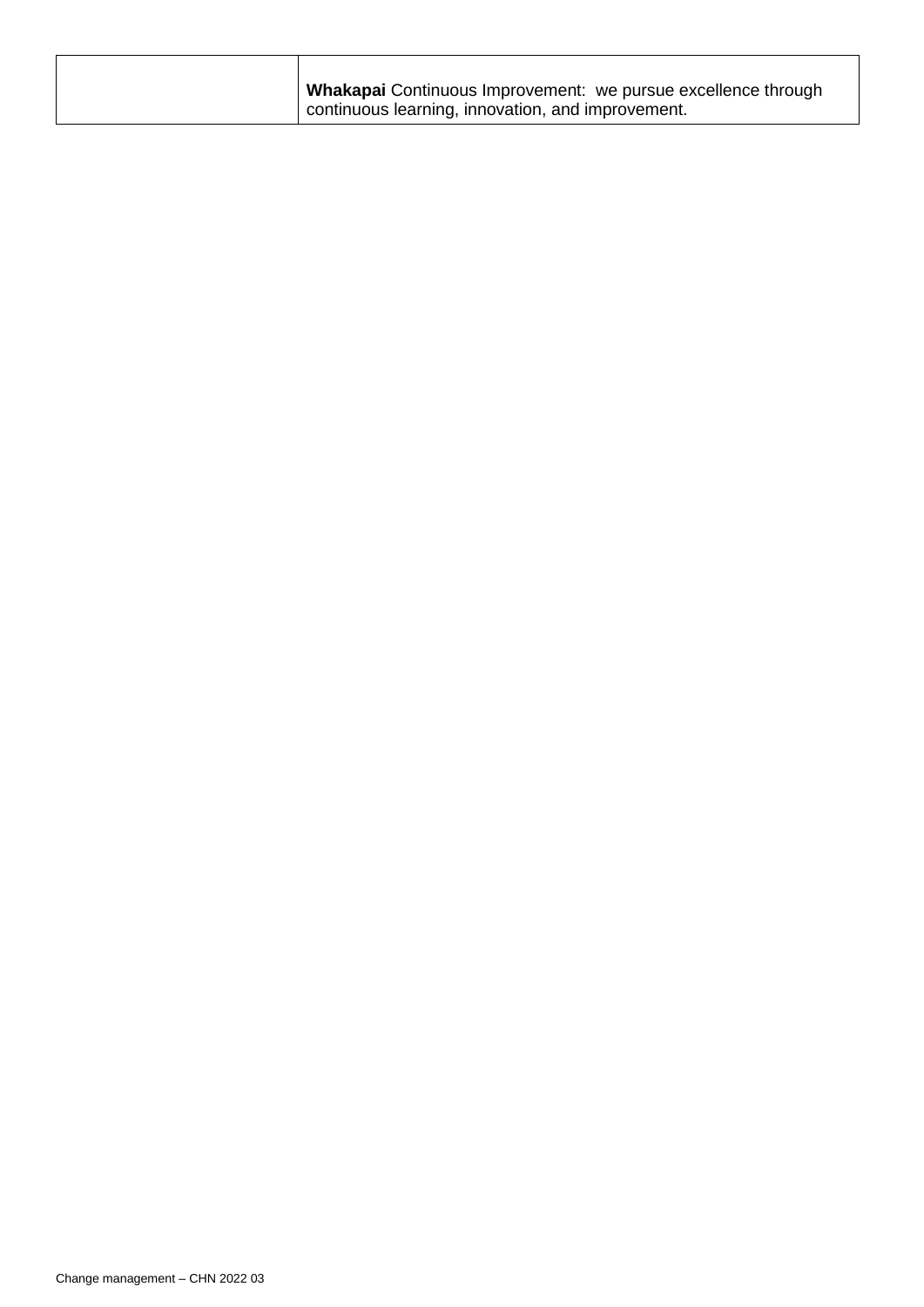| | |
|---|---|
| | **Whakapai** Continuous Improvement: we pursue excellence through continuous learning, innovation, and improvement. |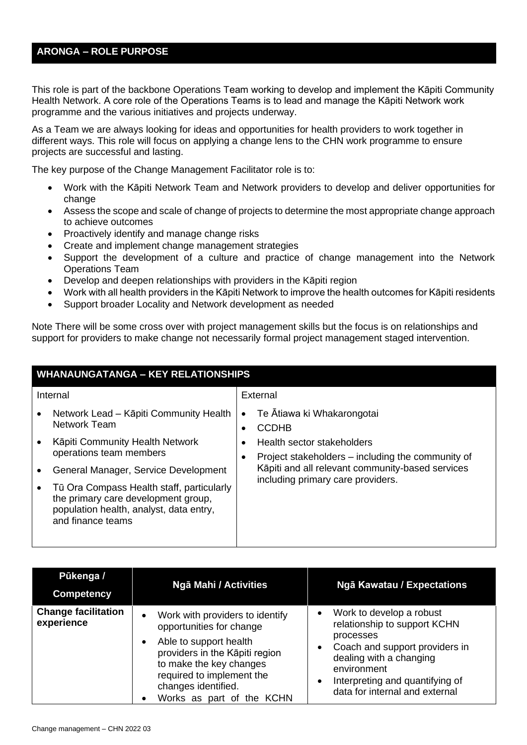## ARONGA – ROLE PURPOSE

This role is part of the backbone Operations Team working to develop and implement the Kāpiti Community Health Network. A core role of the Operations Teams is to lead and manage the Kāpiti Network work programme and the various initiatives and projects underway.

As a Team we are always looking for ideas and opportunities for health providers to work together in different ways. This role will focus on applying a change lens to the CHN work programme to ensure projects are successful and lasting.

The key purpose of the Change Management Facilitator role is to:

- Work with the Kāpiti Network Team and Network providers to develop and deliver opportunities for change
- Assess the scope and scale of change of projects to determine the most appropriate change approach to achieve outcomes
- Proactively identify and manage change risks
- Create and implement change management strategies
- Support the development of a culture and practice of change management into the Network Operations Team
- Develop and deepen relationships with providers in the Kāpiti region
- Work with all health providers in the Kāpiti Network to improve the health outcomes for Kāpiti residents
- Support broader Locality and Network development as needed

Note There will be some cross over with project management skills but the focus is on relationships and support for providers to make change not necessarily formal project management staged intervention.

## WHANAUNGATANGA – KEY RELATIONSHIPS

| Internal | External |
|---|---|
| • Network Lead – Kāpiti Community Health Network Team<br>• Kāpiti Community Health Network operations team members<br>• General Manager, Service Development<br>• Tū Ora Compass Health staff, particularly the primary care development group, population health, analyst, data entry, and finance teams | • Te Ātiawa ki Whakarongotai<br>• CCDHB<br>• Health sector stakeholders<br>• Project stakeholders – including the community of Kāpiti and all relevant community-based services including primary care providers. |

| Pūkenga / Competency | Ngā Mahi / Activities | Ngā Kawatau / Expectations |
|---|---|---|
| **Change facilitation experience** | • Work with providers to identify opportunities for change<br>• Able to support health providers in the Kāpiti region to make the key changes required to implement the changes identified.<br>• Works as part of the KCHN | • Work to develop a robust relationship to support KCHN processes<br>• Coach and support providers in dealing with a changing environment<br>• Interpreting and quantifying of data for internal and external |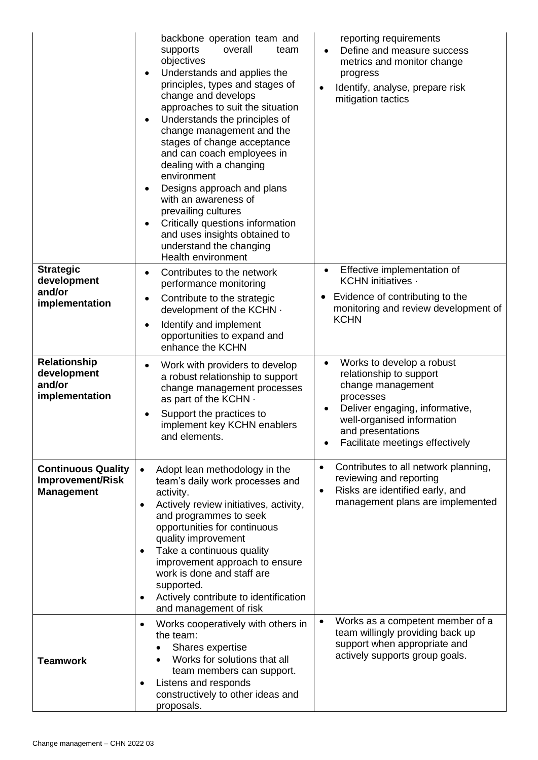| | | |
|---|---|---|
| | backbone operation team and supports overall team objectives<br>• Understands and applies the principles, types and stages of change and develops approaches to suit the situation<br>• Understands the principles of change management and the stages of change acceptance and can coach employees in dealing with a changing environment<br>• Designs approach and plans with an awareness of prevailing cultures<br>• Critically questions information and uses insights obtained to understand the changing Health environment | reporting requirements<br>• Define and measure success metrics and monitor change progress<br>• Identify, analyse, prepare risk mitigation tactics |
| **Strategic development and/or implementation** | • Contributes to the network performance monitoring<br>• Contribute to the strategic development of the KCHN ·<br>• Identify and implement opportunities to expand and enhance the KCHN | • Effective implementation of KCHN initiatives ·<br>• Evidence of contributing to the monitoring and review development of KCHN |
| **Relationship development and/or implementation** | • Work with providers to develop a robust relationship to support change management processes as part of the KCHN ·<br>• Support the practices to implement key KCHN enablers and elements. | • Works to develop a robust relationship to support change management processes<br>• Deliver engaging, informative, well-organised information and presentations<br>• Facilitate meetings effectively |
| **Continuous Quality Improvement/Risk Management** | • Adopt lean methodology in the team's daily work processes and activity.<br>• Actively review initiatives, activity, and programmes to seek opportunities for continuous quality improvement<br>• Take a continuous quality improvement approach to ensure work is done and staff are supported.<br>• Actively contribute to identification and management of risk | • Contributes to all network planning, reviewing and reporting<br>• Risks are identified early, and management plans are implemented |
| **Teamwork** | • Works cooperatively with others in the team:<br>  • Shares expertise<br>  • Works for solutions that all team members can support.<br>• Listens and responds constructively to other ideas and proposals. | • Works as a competent member of a team willingly providing back up support when appropriate and actively supports group goals. |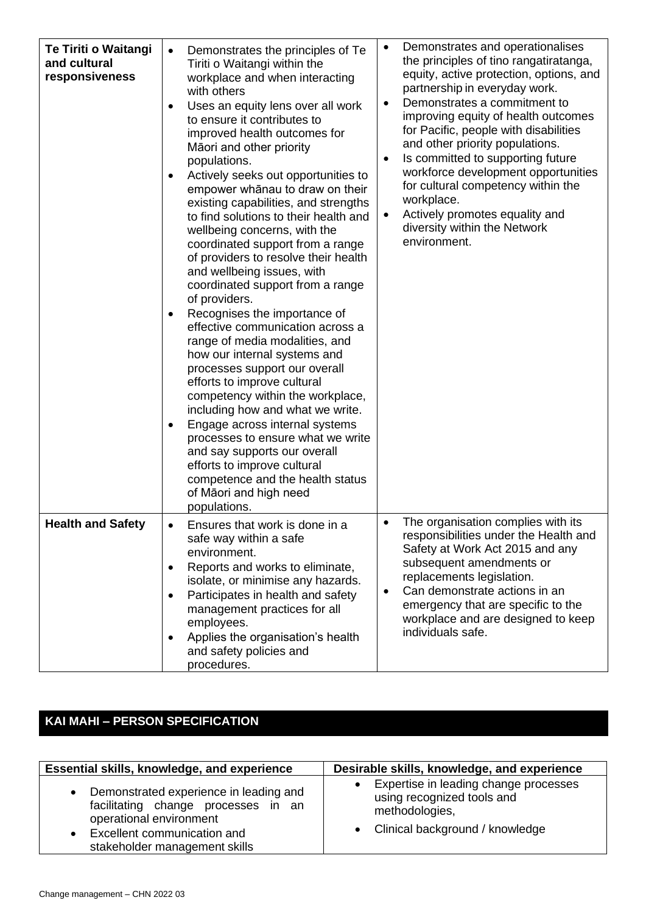| Te Tiriti o Waitangi and cultural responsiveness | • Demonstrates the principles of Te Tiriti o Waitangi within the workplace and when interacting with others<br>• Uses an equity lens over all work to ensure it contributes to improved health outcomes for Māori and other priority populations.<br>• Actively seeks out opportunities to empower whānau to draw on their existing capabilities, and strengths to find solutions to their health and wellbeing concerns, with the coordinated support from a range of providers to resolve their health and wellbeing issues, with coordinated support from a range of providers.<br>• Recognises the importance of effective communication across a range of media modalities, and how our internal systems and processes support our overall efforts to improve cultural competency within the workplace, including how and what we write.<br>• Engage across internal systems processes to ensure what we write and say supports our overall efforts to improve cultural competence and the health status of Māori and high need populations. | • Demonstrates and operationalises the principles of tino rangatiratanga, equity, active protection, options, and partnership in everyday work.<br>• Demonstrates a commitment to improving equity of health outcomes for Pacific, people with disabilities and other priority populations.<br>• Is committed to supporting future workforce development opportunities for cultural competency within the workplace.<br>• Actively promotes equality and diversity within the Network environment. |
|---|---|---|
| **Health and Safety** | • Ensures that work is done in a safe way within a safe environment.<br>• Reports and works to eliminate, isolate, or minimise any hazards.<br>• Participates in health and safety management practices for all employees.<br>• Applies the organisation's health and safety policies and procedures. | • The organisation complies with its responsibilities under the Health and Safety at Work Act 2015 and any subsequent amendments or replacements legislation.<br>• Can demonstrate actions in an emergency that are specific to the workplace and are designed to keep individuals safe. |

## KAI MAHI – PERSON SPECIFICATION

| Essential skills, knowledge, and experience | Desirable skills, knowledge, and experience |
|---|---|
| • Demonstrated experience in leading and facilitating change processes in an operational environment<br>• Excellent communication and stakeholder management skills | • Expertise in leading change processes using recognized tools and methodologies,<br>• Clinical background / knowledge |

Change management – CHN 2022 03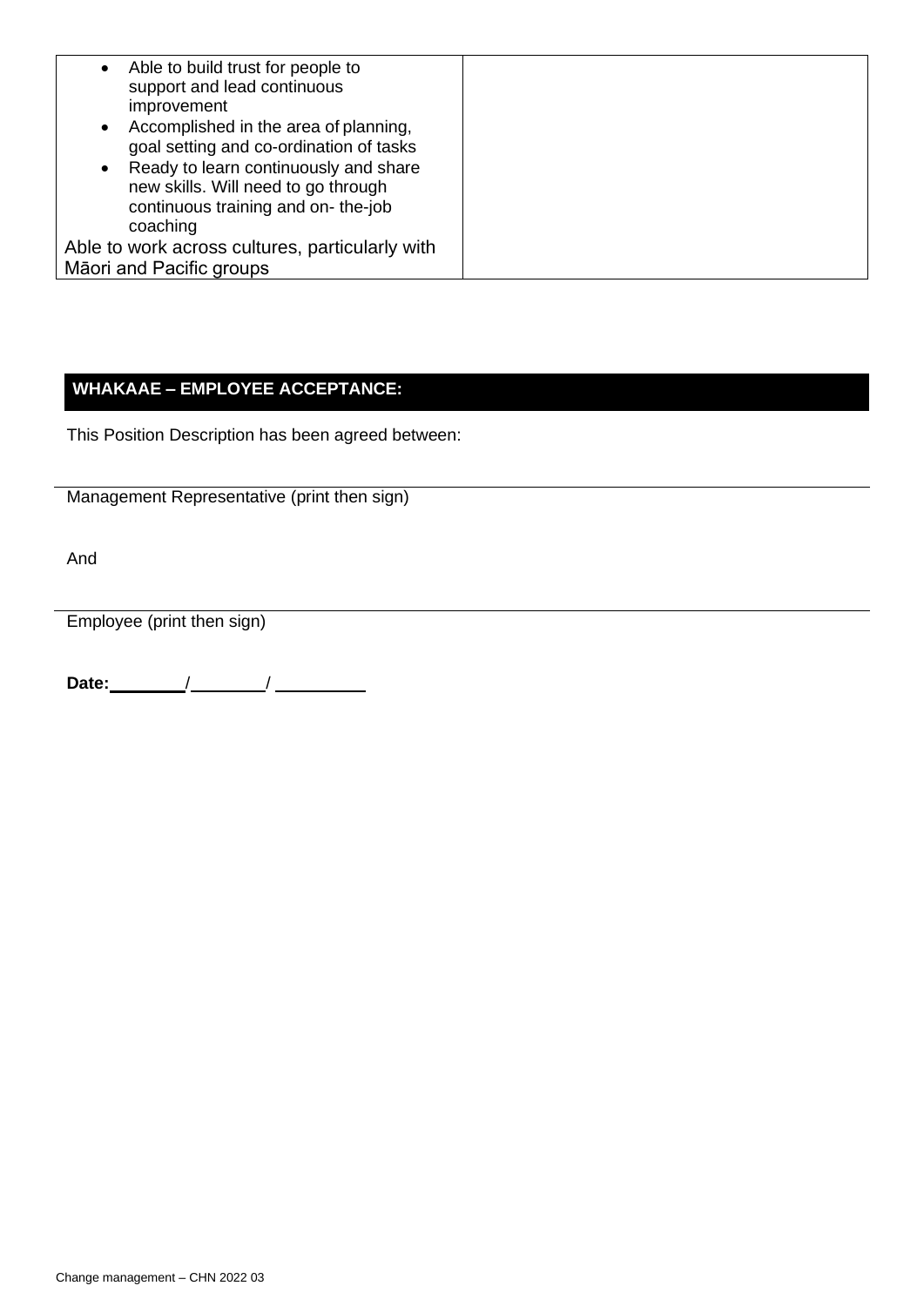| | |
|---|---|
| • Able to build trust for people to support and lead continuous improvement<br>• Accomplished in the area of planning, goal setting and co-ordination of tasks<br>• Ready to learn continuously and share new skills. Will need to go through continuous training and on- the-job coaching<br>Able to work across cultures, particularly with Māori and Pacific groups | |

## WHAKAAE – EMPLOYEE ACCEPTANCE:

This Position Description has been agreed between:

\_\_\_\_\_\_\_\_\_\_\_\_\_\_\_\_\_\_\_\_\_\_\_\_\_\_\_\_\_\_\_\_\_\_\_\_\_\_\_\_

Management Representative (print then sign)

And

\_\_\_\_\_\_\_\_\_\_\_\_\_\_\_\_\_\_\_\_\_\_\_\_\_\_\_\_\_\_\_\_\_\_\_\_\_\_\_\_

Employee (print then sign)

**Date:** \_\_\_\_\_\_\_\_ / \_\_\_\_\_\_\_\_ / \_\_\_\_\_\_\_\_\_\_

Change management – CHN 2022 03